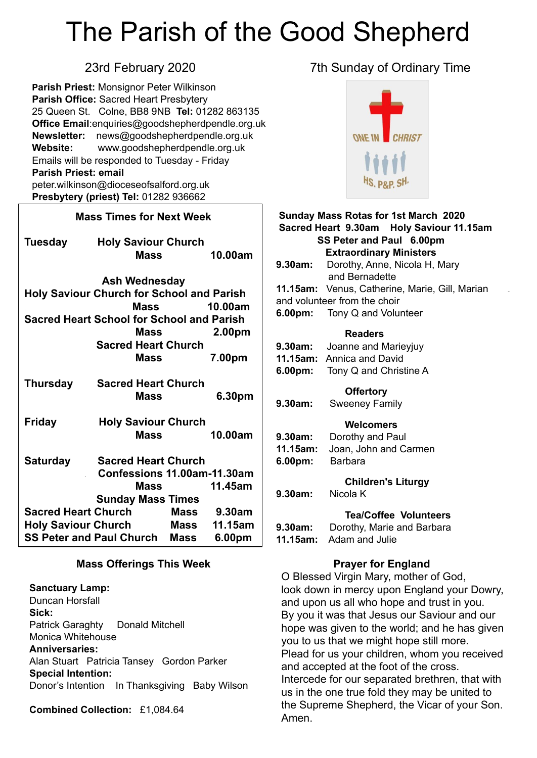# The Parish of the Good Shepherd

23rd February 2020

7th Sunday of Ordinary Time

**Parish Priest:** Monsignor Peter Wilkinson
**Parish Office:** Sacred Heart Presbytery
25 Queen St. Colne, BB8 9NB **Tel:** 01282 863135
**Office Email**:enquiries@goodshepherdpendle.org.uk
**Newsletter:** news@goodshepherdpendle.org.uk
**Website:** www.goodshepherdpendle.org.uk
Emails will be responded to Tuesday - Friday
**Parish Priest: email**
peter.wilkinson@dioceseofsalford.org.uk
**Presbytery (priest) Tel:** 01282 936662

## Mass Times for Next Week

**Tuesday** — **Holy Saviour Church**
**Mass 10.00am**

**Ash Wednesday**
**Holy Saviour Church for School and Parish**
**Mass 10.00am**
**Sacred Heart School for School and Parish**
**Mass 2.00pm**
**Sacred Heart Church**
**Mass 7.00pm**

**Thursday** — **Sacred Heart Church**
**Mass 6.30pm**

**Friday** — **Holy Saviour Church**
**Mass 10.00am**

**Saturday** — **Sacred Heart Church**
**Confessions 11.00am-11.30am**
**Mass 11.45am**

**Sunday Mass Times**

| | | |
|---|---|---|
| **Sacred Heart Church** | **Mass** | **9.30am** |
| **Holy Saviour Church** | **Mass** | **11.15am** |
| **SS Peter and Paul Church** | **Mass** | **6.00pm** |

## Mass Offerings This Week

**Sanctuary Lamp:**
Duncan Horsfall
**Sick:**
Patrick Garaghty Donald Mitchell
Monica Whitehouse
**Anniversaries:**
Alan Stuart Patricia Tansey Gordon Parker
**Special Intention:**
Donor's Intention In Thanksgiving Baby Wilson

**Combined Collection:** £1,084.64

## Sunday Mass Rotas for 1st March 2020

**Sacred Heart 9.30am Holy Saviour 11.15am**
**SS Peter and Paul 6.00pm**

**Extraordinary Ministers**
**9.30am:** Dorothy, Anne, Nicola H, Mary and Bernadette
**11.15am:** Venus, Catherine, Marie, Gill, Marian and volunteer from the choir
**6.00pm:** Tony Q and Volunteer

**Readers**
**9.30am:** Joanne and Marieyjuy
**11.15am:** Annica and David
**6.00pm:** Tony Q and Christine A

**Offertory**
**9.30am:** Sweeney Family

**Welcomers**
**9.30am:** Dorothy and Paul
**11.15am:** Joan, John and Carmen
**6.00pm:** Barbara

**Children's Liturgy**
**9.30am:** Nicola K

**Tea/Coffee Volunteers**
**9.30am:** Dorothy, Marie and Barbara
**11.15am:** Adam and Julie

## Prayer for England

O Blessed Virgin Mary, mother of God, look down in mercy upon England your Dowry, and upon us all who hope and trust in you. By you it was that Jesus our Saviour and our hope was given to the world; and he has given you to us that we might hope still more. Plead for us your children, whom you received and accepted at the foot of the cross. Intercede for our separated brethren, that with us in the one true fold they may be united to the Supreme Shepherd, the Vicar of your Son. Amen.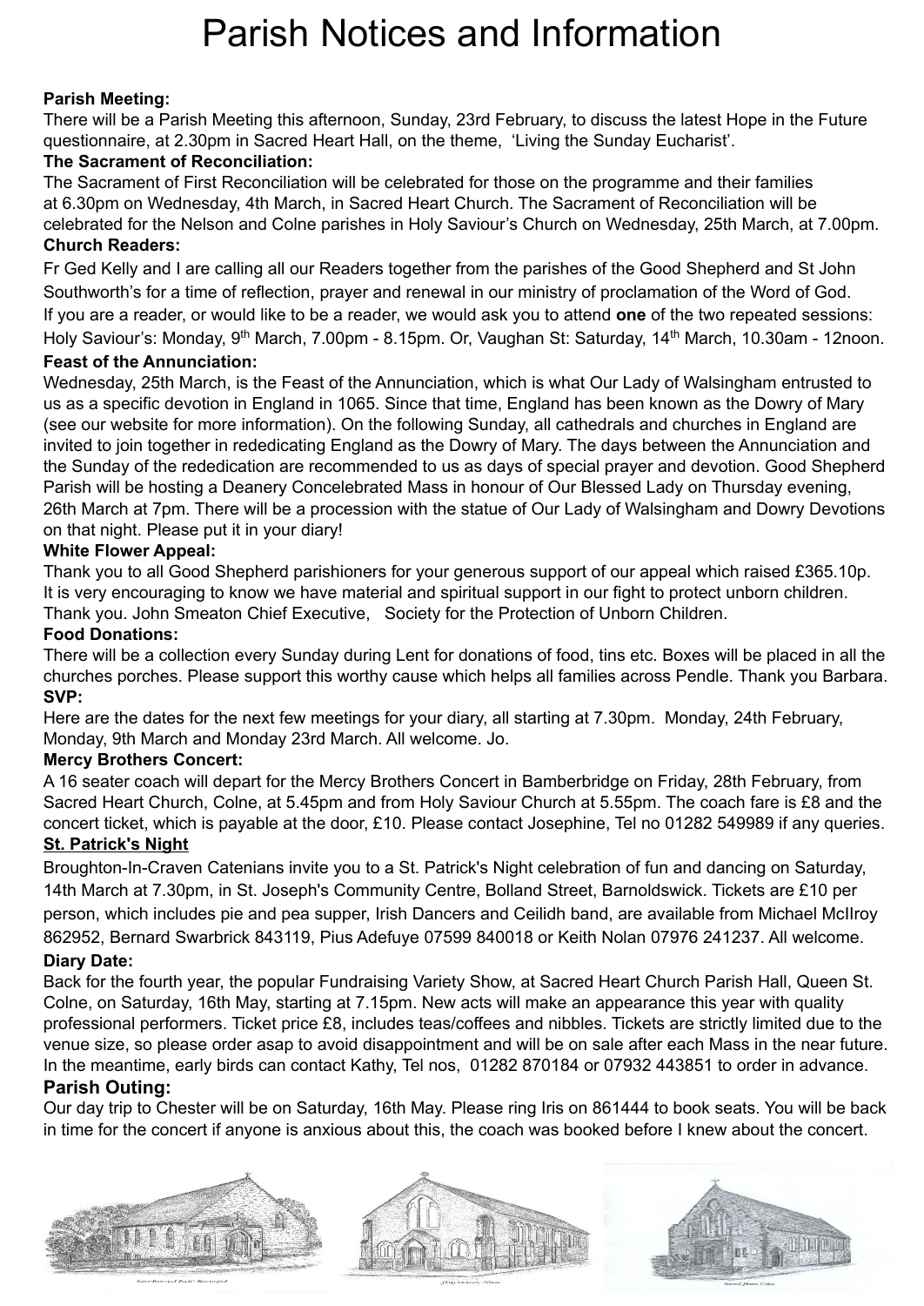# Parish Notices and Information

**Parish Meeting:**

There will be a Parish Meeting this afternoon, Sunday, 23rd February, to discuss the latest Hope in the Future questionnaire, at 2.30pm in Sacred Heart Hall, on the theme, 'Living the Sunday Eucharist'.

**The Sacrament of Reconciliation:**

The Sacrament of First Reconciliation will be celebrated for those on the programme and their families at 6.30pm on Wednesday, 4th March, in Sacred Heart Church. The Sacrament of Reconciliation will be celebrated for the Nelson and Colne parishes in Holy Saviour's Church on Wednesday, 25th March, at 7.00pm.

**Church Readers:**

Fr Ged Kelly and I are calling all our Readers together from the parishes of the Good Shepherd and St John Southworth's for a time of reflection, prayer and renewal in our ministry of proclamation of the Word of God. If you are a reader, or would like to be a reader, we would ask you to attend **one** of the two repeated sessions: Holy Saviour's: Monday, 9th March, 7.00pm - 8.15pm. Or, Vaughan St: Saturday, 14th March, 10.30am - 12noon.

**Feast of the Annunciation:**

Wednesday, 25th March, is the Feast of the Annunciation, which is what Our Lady of Walsingham entrusted to us as a specific devotion in England in 1065. Since that time, England has been known as the Dowry of Mary (see our website for more information). On the following Sunday, all cathedrals and churches in England are invited to join together in rededicating England as the Dowry of Mary. The days between the Annunciation and the Sunday of the rededication are recommended to us as days of special prayer and devotion. Good Shepherd Parish will be hosting a Deanery Concelebrated Mass in honour of Our Blessed Lady on Thursday evening, 26th March at 7pm. There will be a procession with the statue of Our Lady of Walsingham and Dowry Devotions on that night. Please put it in your diary!

**White Flower Appeal:**

Thank you to all Good Shepherd parishioners for your generous support of our appeal which raised £365.10p. It is very encouraging to know we have material and spiritual support in our fight to protect unborn children. Thank you. John Smeaton Chief Executive, Society for the Protection of Unborn Children.

**Food Donations:**

There will be a collection every Sunday during Lent for donations of food, tins etc. Boxes will be placed in all the churches porches. Please support this worthy cause which helps all families across Pendle. Thank you Barbara.

**SVP:**

Here are the dates for the next few meetings for your diary, all starting at 7.30pm. Monday, 24th February, Monday, 9th March and Monday 23rd March. All welcome. Jo.

**Mercy Brothers Concert:**

A 16 seater coach will depart for the Mercy Brothers Concert in Bamberbridge on Friday, 28th February, from Sacred Heart Church, Colne, at 5.45pm and from Holy Saviour Church at 5.55pm. The coach fare is £8 and the concert ticket, which is payable at the door, £10. Please contact Josephine, Tel no 01282 549989 if any queries.

**St. Patrick's Night**

Broughton-In-Craven Catenians invite you to a St. Patrick's Night celebration of fun and dancing on Saturday, 14th March at 7.30pm, in St. Joseph's Community Centre, Bolland Street, Barnoldswick. Tickets are £10 per person, which includes pie and pea supper, Irish Dancers and Ceilidh band, are available from Michael McIlroy 862952, Bernard Swarbrick 843119, Pius Adefuye 07599 840018 or Keith Nolan 07976 241237. All welcome.

**Diary Date:**

Back for the fourth year, the popular Fundraising Variety Show, at Sacred Heart Church Parish Hall, Queen St. Colne, on Saturday, 16th May, starting at 7.15pm. New acts will make an appearance this year with quality professional performers. Ticket price £8, includes teas/coffees and nibbles. Tickets are strictly limited due to the venue size, so please order asap to avoid disappointment and will be on sale after each Mass in the near future. In the meantime, early birds can contact Kathy, Tel nos, 01282 870184 or 07932 443851 to order in advance.

**Parish Outing:**

Our day trip to Chester will be on Saturday, 16th May. Please ring Iris on 861444 to book seats. You will be back in time for the concert if anyone is anxious about this, the coach was booked before I knew about the concert.